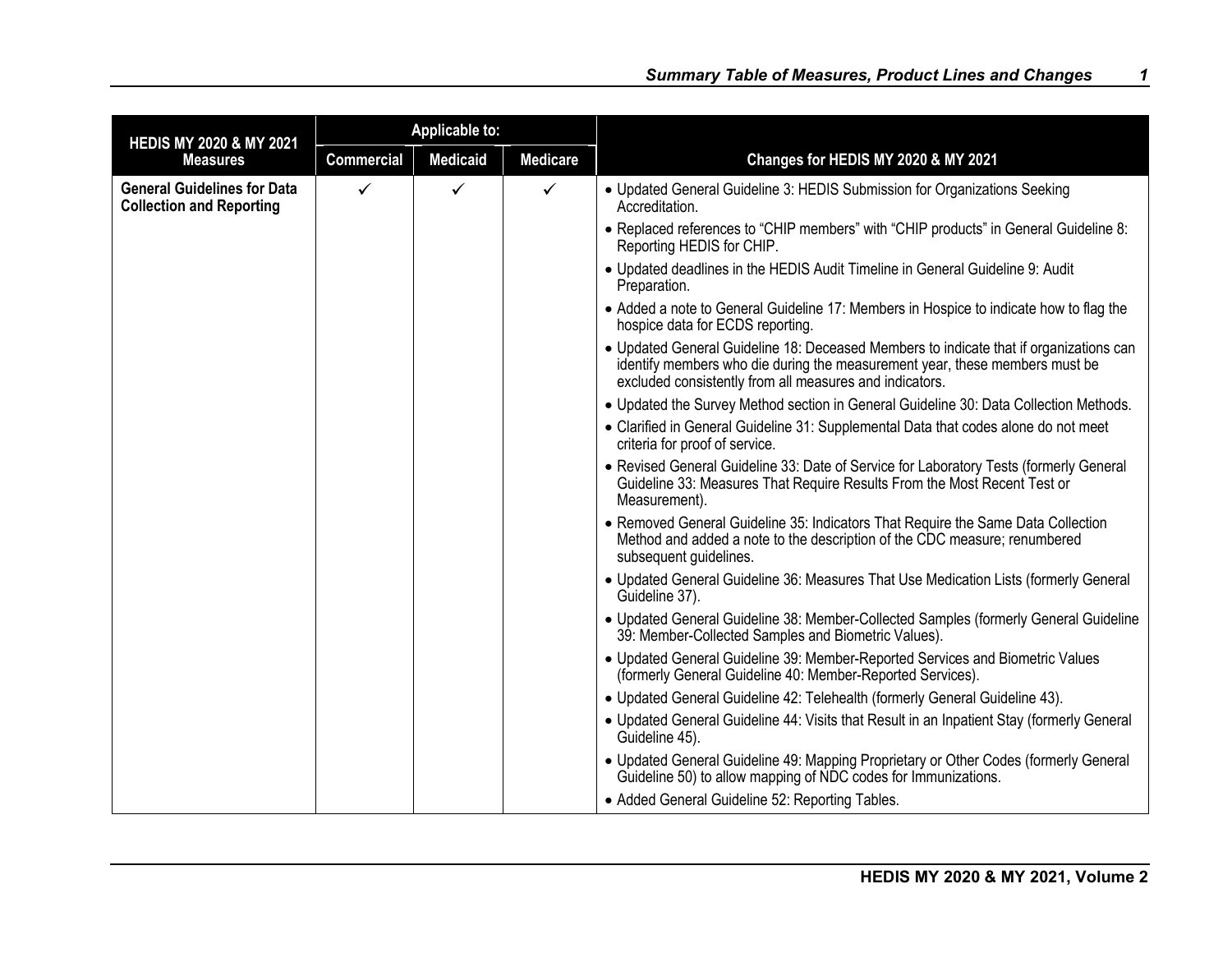| HEDIS MY 2020 & MY 2021 Measures | Applicable to: | | | Changes for HEDIS MY 2020 & MY 2021 |
|---|---|---|---|---|
| | Commercial | Medicaid | Medicare | |
| **General Guidelines for Data Collection and Reporting** | ✓ | ✓ | ✓ | • Updated General Guideline 3: HEDIS Submission for Organizations Seeking Accreditation.<br>• Replaced references to "CHIP members" with "CHIP products" in General Guideline 8: Reporting HEDIS for CHIP.<br>• Updated deadlines in the HEDIS Audit Timeline in General Guideline 9: Audit Preparation.<br>• Added a note to General Guideline 17: Members in Hospice to indicate how to flag the hospice data for ECDS reporting.<br>• Updated General Guideline 18: Deceased Members to indicate that if organizations can identify members who die during the measurement year, these members must be excluded consistently from all measures and indicators.<br>• Updated the Survey Method section in General Guideline 30: Data Collection Methods.<br>• Clarified in General Guideline 31: Supplemental Data that codes alone do not meet criteria for proof of service.<br>• Revised General Guideline 33: Date of Service for Laboratory Tests (formerly General Guideline 33: Measures That Require Results From the Most Recent Test or Measurement).<br>• Removed General Guideline 35: Indicators That Require the Same Data Collection Method and added a note to the description of the CDC measure; renumbered subsequent guidelines.<br>• Updated General Guideline 36: Measures That Use Medication Lists (formerly General Guideline 37).<br>• Updated General Guideline 38: Member-Collected Samples (formerly General Guideline 39: Member-Collected Samples and Biometric Values).<br>• Updated General Guideline 39: Member-Reported Services and Biometric Values (formerly General Guideline 40: Member-Reported Services).<br>• Updated General Guideline 42: Telehealth (formerly General Guideline 43).<br>• Updated General Guideline 44: Visits that Result in an Inpatient Stay (formerly General Guideline 45).<br>• Updated General Guideline 49: Mapping Proprietary or Other Codes (formerly General Guideline 50) to allow mapping of NDC codes for Immunizations.<br>• Added General Guideline 52: Reporting Tables. |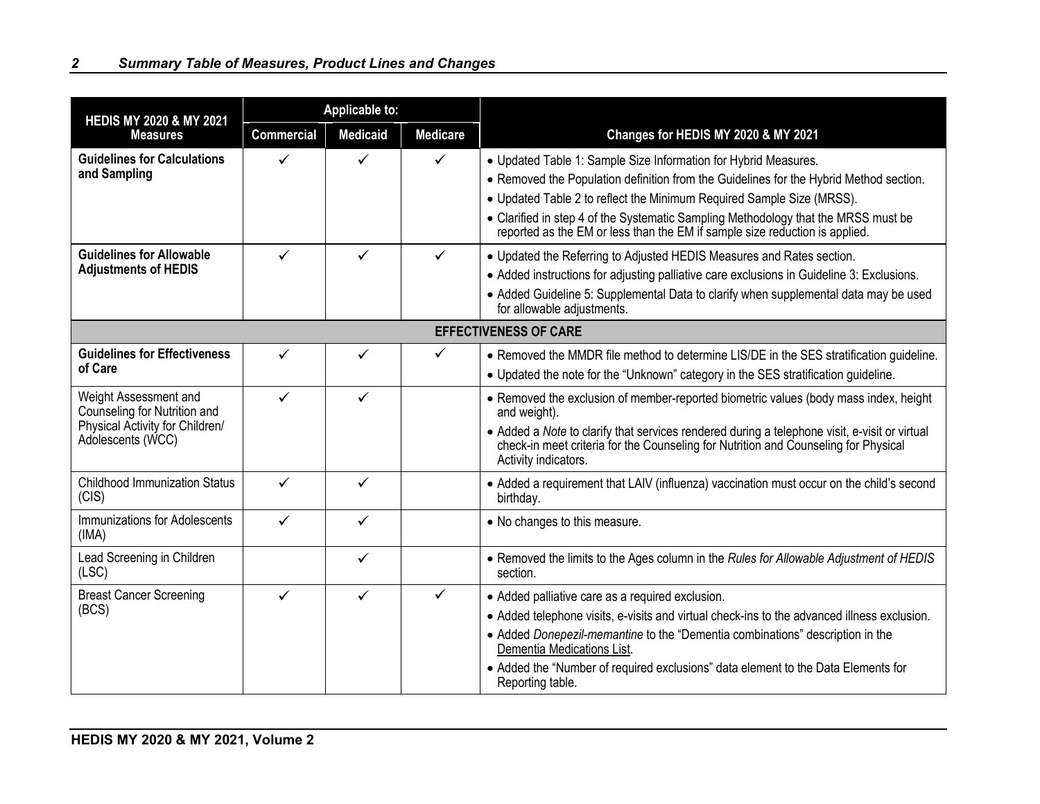| HEDIS MY 2020 & MY 2021 Measures | Applicable to: | | | Changes for HEDIS MY 2020 & MY 2021 |
|---|---|---|---|---|
| | Commercial | Medicaid | Medicare | |
| **Guidelines for Calculations and Sampling** | ✓ | ✓ | ✓ | • Updated Table 1: Sample Size Information for Hybrid Measures.<br>• Removed the Population definition from the Guidelines for the Hybrid Method section.<br>• Updated Table 2 to reflect the Minimum Required Sample Size (MRSS).<br>• Clarified in step 4 of the Systematic Sampling Methodology that the MRSS must be reported as the EM or less than the EM if sample size reduction is applied. |
| **Guidelines for Allowable Adjustments of HEDIS** | ✓ | ✓ | ✓ | • Updated the Referring to Adjusted HEDIS Measures and Rates section.<br>• Added instructions for adjusting palliative care exclusions in Guideline 3: Exclusions.<br>• Added Guideline 5: Supplemental Data to clarify when supplemental data may be used for allowable adjustments. |
| **EFFECTIVENESS OF CARE** | | | | |
| **Guidelines for Effectiveness of Care** | ✓ | ✓ | ✓ | • Removed the MMDR file method to determine LIS/DE in the SES stratification guideline.<br>• Updated the note for the "Unknown" category in the SES stratification guideline. |
| Weight Assessment and Counseling for Nutrition and Physical Activity for Children/ Adolescents (WCC) | ✓ | ✓ | | • Removed the exclusion of member-reported biometric values (body mass index, height and weight).<br>• Added a *Note* to clarify that services rendered during a telephone visit, e-visit or virtual check-in meet criteria for the Counseling for Nutrition and Counseling for Physical Activity indicators. |
| Childhood Immunization Status (CIS) | ✓ | ✓ | | • Added a requirement that LAIV (influenza) vaccination must occur on the child's second birthday. |
| Immunizations for Adolescents (IMA) | ✓ | ✓ | | • No changes to this measure. |
| Lead Screening in Children (LSC) | | ✓ | | • Removed the limits to the Ages column in the *Rules for Allowable Adjustment of HEDIS* section. |
| Breast Cancer Screening (BCS) | ✓ | ✓ | ✓ | • Added palliative care as a required exclusion.<br>• Added telephone visits, e-visits and virtual check-ins to the advanced illness exclusion.<br>• Added *Donepezil-memantine* to the "Dementia combinations" description in the Dementia Medications List.<br>• Added the "Number of required exclusions" data element to the Data Elements for Reporting table. |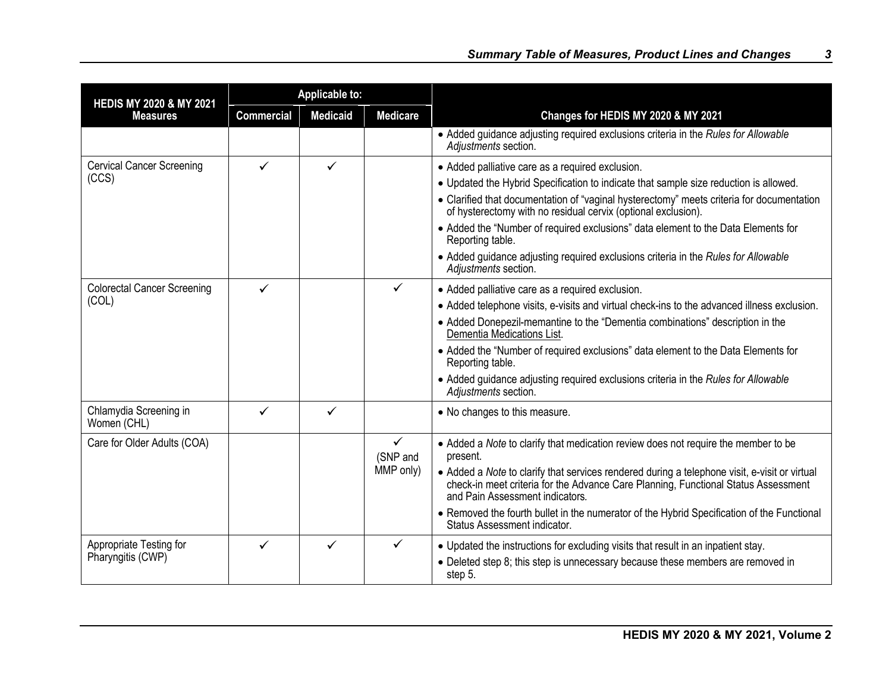| HEDIS MY 2020 & MY 2021 Measures | Applicable to: | | | Changes for HEDIS MY 2020 & MY 2021 |
|---|---|---|---|---|
| | Commercial | Medicaid | Medicare | |
| | | | | • Added guidance adjusting required exclusions criteria in the *Rules for Allowable Adjustments* section. |
| Cervical Cancer Screening (CCS) | ✓ | ✓ | | • Added palliative care as a required exclusion.<br>• Updated the Hybrid Specification to indicate that sample size reduction is allowed.<br>• Clarified that documentation of "vaginal hysterectomy" meets criteria for documentation of hysterectomy with no residual cervix (optional exclusion).<br>• Added the "Number of required exclusions" data element to the Data Elements for Reporting table.<br>• Added guidance adjusting required exclusions criteria in the *Rules for Allowable Adjustments* section. |
| Colorectal Cancer Screening (COL) | ✓ | | ✓ | • Added palliative care as a required exclusion.<br>• Added telephone visits, e-visits and virtual check-ins to the advanced illness exclusion.<br>• Added Donepezil-memantine to the "Dementia combinations" description in the Dementia Medications List.<br>• Added the "Number of required exclusions" data element to the Data Elements for Reporting table.<br>• Added guidance adjusting required exclusions criteria in the *Rules for Allowable Adjustments* section. |
| Chlamydia Screening in Women (CHL) | ✓ | ✓ | | • No changes to this measure. |
| Care for Older Adults (COA) | | | ✓ (SNP and MMP only) | • Added a *Note* to clarify that medication review does not require the member to be present.<br>• Added a *Note* to clarify that services rendered during a telephone visit, e-visit or virtual check-in meet criteria for the Advance Care Planning, Functional Status Assessment and Pain Assessment indicators.<br>• Removed the fourth bullet in the numerator of the Hybrid Specification of the Functional Status Assessment indicator. |
| Appropriate Testing for Pharyngitis (CWP) | ✓ | ✓ | ✓ | • Updated the instructions for excluding visits that result in an inpatient stay.<br>• Deleted step 8; this step is unnecessary because these members are removed in step 5. |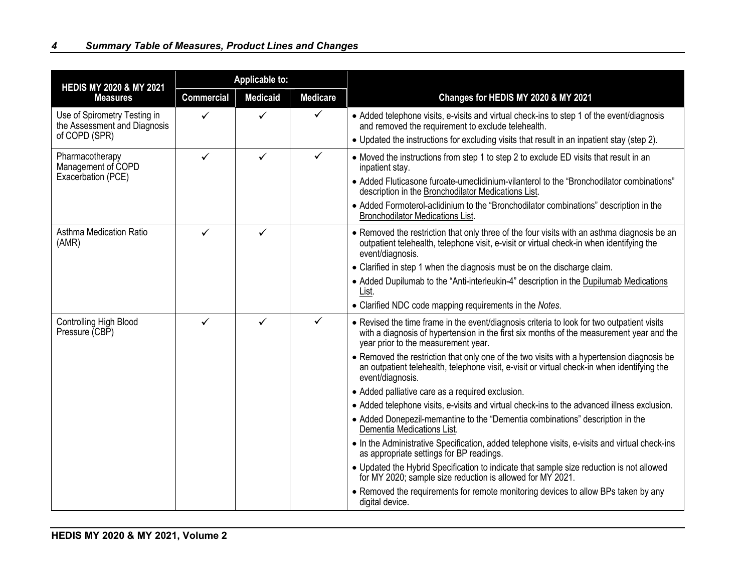| HEDIS MY 2020 & MY 2021 Measures | Applicable to: | | | Changes for HEDIS MY 2020 & MY 2021 |
|---|---|---|---|---|
| | Commercial | Medicaid | Medicare | |
| Use of Spirometry Testing in the Assessment and Diagnosis of COPD (SPR) | ✓ | ✓ | ✓ | • Added telephone visits, e-visits and virtual check-ins to step 1 of the event/diagnosis and removed the requirement to exclude telehealth.<br>• Updated the instructions for excluding visits that result in an inpatient stay (step 2). |
| Pharmacotherapy Management of COPD Exacerbation (PCE) | ✓ | ✓ | ✓ | • Moved the instructions from step 1 to step 2 to exclude ED visits that result in an inpatient stay.<br>• Added Fluticasone furoate-umeclidinium-vilanterol to the "Bronchodilator combinations" description in the Bronchodilator Medications List.<br>• Added Formoterol-aclidinium to the "Bronchodilator combinations" description in the Bronchodilator Medications List. |
| Asthma Medication Ratio (AMR) | ✓ | ✓ | | • Removed the restriction that only three of the four visits with an asthma diagnosis be an outpatient telehealth, telephone visit, e-visit or virtual check-in when identifying the event/diagnosis.<br>• Clarified in step 1 when the diagnosis must be on the discharge claim.<br>• Added Dupilumab to the "Anti-interleukin-4" description in the Dupilumab Medications List.<br>• Clarified NDC code mapping requirements in the *Notes*. |
| Controlling High Blood Pressure (CBP) | ✓ | ✓ | ✓ | • Revised the time frame in the event/diagnosis criteria to look for two outpatient visits with a diagnosis of hypertension in the first six months of the measurement year and the year prior to the measurement year.<br>• Removed the restriction that only one of the two visits with a hypertension diagnosis be an outpatient telehealth, telephone visit, e-visit or virtual check-in when identifying the event/diagnosis.<br>• Added palliative care as a required exclusion.<br>• Added telephone visits, e-visits and virtual check-ins to the advanced illness exclusion.<br>• Added Donepezil-memantine to the "Dementia combinations" description in the Dementia Medications List.<br>• In the Administrative Specification, added telephone visits, e-visits and virtual check-ins as appropriate settings for BP readings.<br>• Updated the Hybrid Specification to indicate that sample size reduction is not allowed for MY 2020; sample size reduction is allowed for MY 2021.<br>• Removed the requirements for remote monitoring devices to allow BPs taken by any digital device. |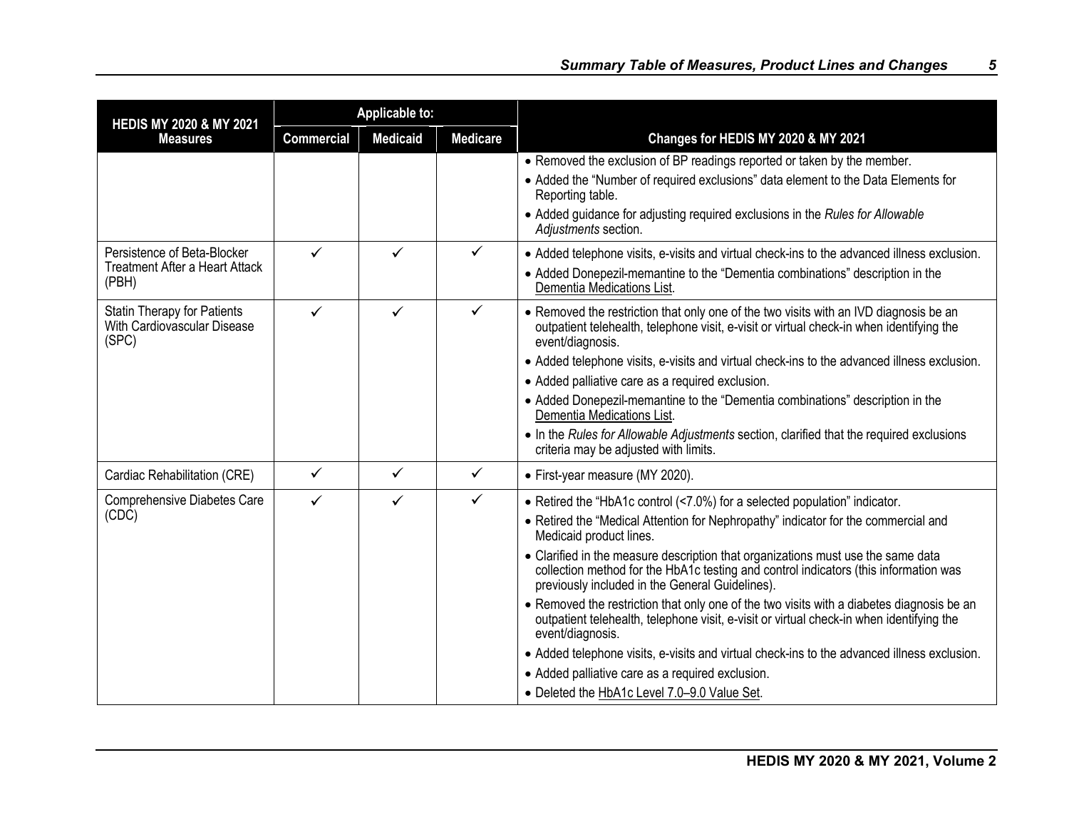| HEDIS MY 2020 & MY 2021 Measures | Applicable to: | | | Changes for HEDIS MY 2020 & MY 2021 |
|---|---|---|---|---|
| | Commercial | Medicaid | Medicare | |
| | | | | • Removed the exclusion of BP readings reported or taken by the member.<br>• Added the "Number of required exclusions" data element to the Data Elements for Reporting table.<br>• Added guidance for adjusting required exclusions in the *Rules for Allowable Adjustments* section. |
| Persistence of Beta-Blocker Treatment After a Heart Attack (PBH) | ✓ | ✓ | ✓ | • Added telephone visits, e-visits and virtual check-ins to the advanced illness exclusion.<br>• Added Donepezil-memantine to the "Dementia combinations" description in the Dementia Medications List. |
| Statin Therapy for Patients With Cardiovascular Disease (SPC) | ✓ | ✓ | ✓ | • Removed the restriction that only one of the two visits with an IVD diagnosis be an outpatient telehealth, telephone visit, e-visit or virtual check-in when identifying the event/diagnosis.<br>• Added telephone visits, e-visits and virtual check-ins to the advanced illness exclusion.<br>• Added palliative care as a required exclusion.<br>• Added Donepezil-memantine to the "Dementia combinations" description in the Dementia Medications List.<br>• In the *Rules for Allowable Adjustments* section, clarified that the required exclusions criteria may be adjusted with limits. |
| Cardiac Rehabilitation (CRE) | ✓ | ✓ | ✓ | • First-year measure (MY 2020). |
| Comprehensive Diabetes Care (CDC) | ✓ | ✓ | ✓ | • Retired the "HbA1c control (<7.0%) for a selected population" indicator.<br>• Retired the "Medical Attention for Nephropathy" indicator for the commercial and Medicaid product lines.<br>• Clarified in the measure description that organizations must use the same data collection method for the HbA1c testing and control indicators (this information was previously included in the General Guidelines).<br>• Removed the restriction that only one of the two visits with a diabetes diagnosis be an outpatient telehealth, telephone visit, e-visit or virtual check-in when identifying the event/diagnosis.<br>• Added telephone visits, e-visits and virtual check-ins to the advanced illness exclusion.<br>• Added palliative care as a required exclusion.<br>• Deleted the HbA1c Level 7.0–9.0 Value Set. |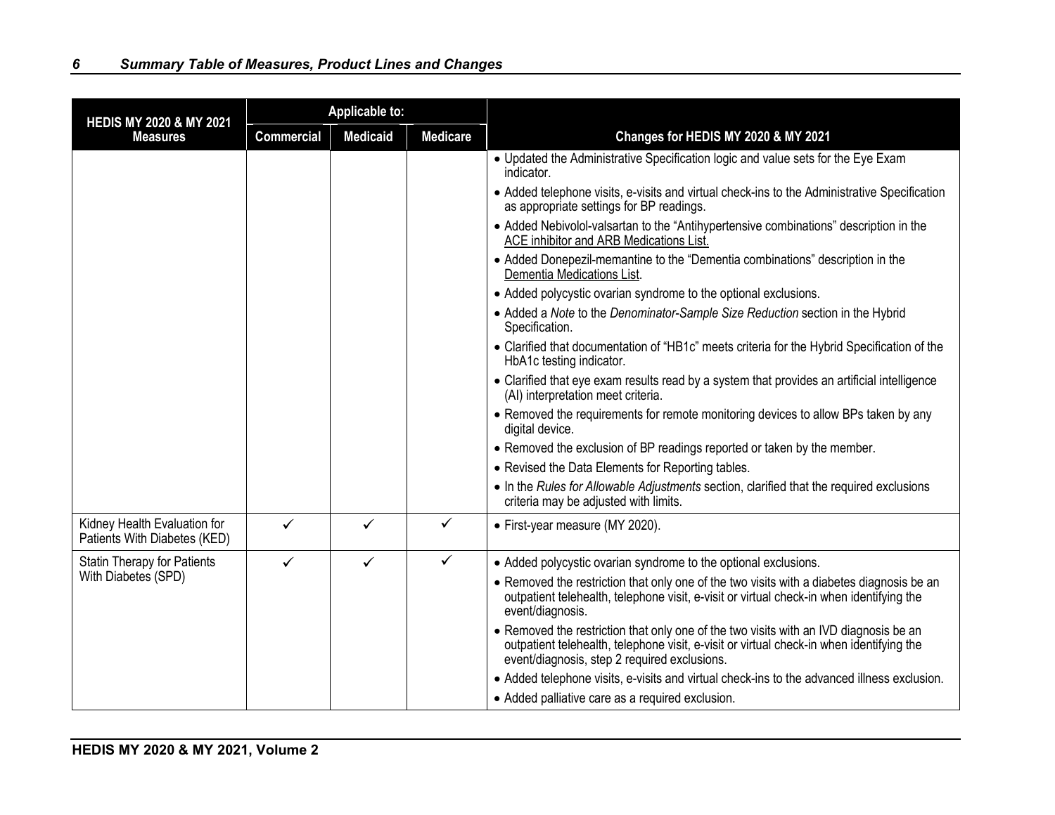| HEDIS MY 2020 & MY 2021 Measures | Applicable to: | | | Changes for HEDIS MY 2020 & MY 2021 |
|---|---|---|---|---|
| | Commercial | Medicaid | Medicare | |
| | | | | • Updated the Administrative Specification logic and value sets for the Eye Exam indicator.<br>• Added telephone visits, e-visits and virtual check-ins to the Administrative Specification as appropriate settings for BP readings.<br>• Added Nebivolol-valsartan to the "Antihypertensive combinations" description in the ACE inhibitor and ARB Medications List.<br>• Added Donepezil-memantine to the "Dementia combinations" description in the Dementia Medications List.<br>• Added polycystic ovarian syndrome to the optional exclusions.<br>• Added a *Note* to the *Denominator-Sample Size Reduction* section in the Hybrid Specification.<br>• Clarified that documentation of "HB1c" meets criteria for the Hybrid Specification of the HbA1c testing indicator.<br>• Clarified that eye exam results read by a system that provides an artificial intelligence (AI) interpretation meet criteria.<br>• Removed the requirements for remote monitoring devices to allow BPs taken by any digital device.<br>• Removed the exclusion of BP readings reported or taken by the member.<br>• Revised the Data Elements for Reporting tables.<br>• In the *Rules for Allowable Adjustments* section, clarified that the required exclusions criteria may be adjusted with limits. |
| Kidney Health Evaluation for Patients With Diabetes (KED) | ✓ | ✓ | ✓ | • First-year measure (MY 2020). |
| Statin Therapy for Patients With Diabetes (SPD) | ✓ | ✓ | ✓ | • Added polycystic ovarian syndrome to the optional exclusions.<br>• Removed the restriction that only one of the two visits with a diabetes diagnosis be an outpatient telehealth, telephone visit, e-visit or virtual check-in when identifying the event/diagnosis.<br>• Removed the restriction that only one of the two visits with an IVD diagnosis be an outpatient telehealth, telephone visit, e-visit or virtual check-in when identifying the event/diagnosis, step 2 required exclusions.<br>• Added telephone visits, e-visits and virtual check-ins to the advanced illness exclusion.<br>• Added palliative care as a required exclusion. |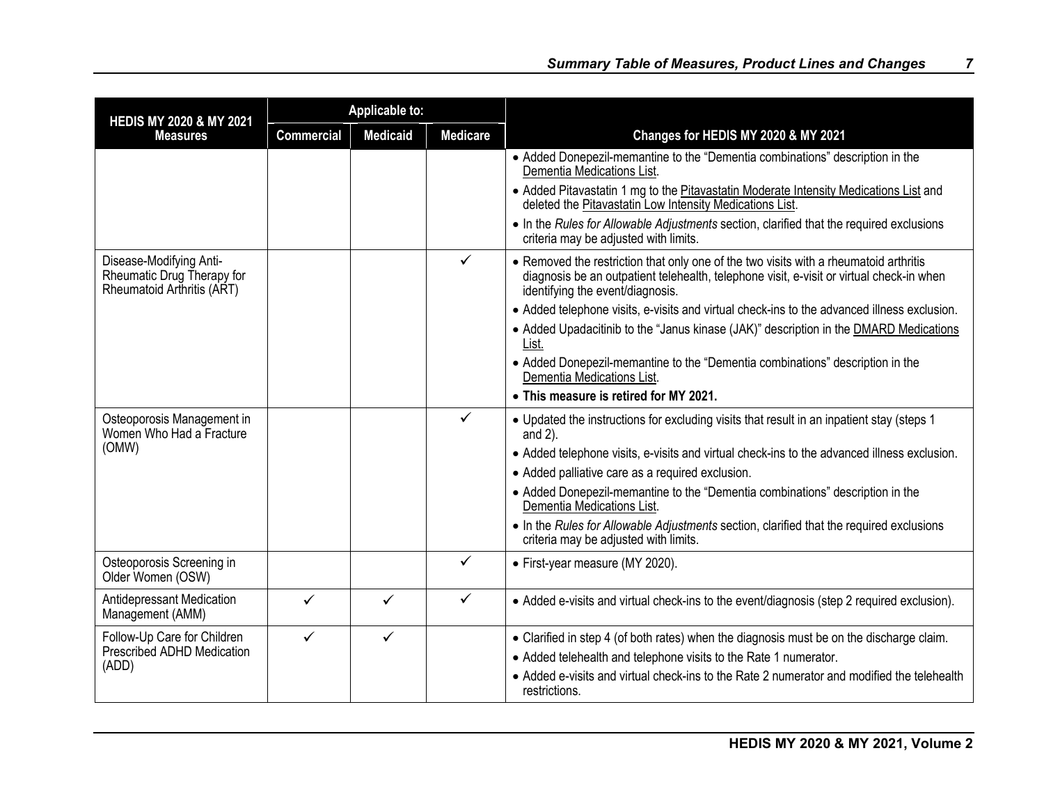| HEDIS MY 2020 & MY 2021 Measures | Applicable to: | | | Changes for HEDIS MY 2020 & MY 2021 |
|---|---|---|---|---|
| | Commercial | Medicaid | Medicare | |
| | | | | • Added Donepezil-memantine to the "Dementia combinations" description in the Dementia Medications List.<br>• Added Pitavastatin 1 mg to the Pitavastatin Moderate Intensity Medications List and deleted the Pitavastatin Low Intensity Medications List.<br>• In the *Rules for Allowable Adjustments* section, clarified that the required exclusions criteria may be adjusted with limits. |
| Disease-Modifying Anti-Rheumatic Drug Therapy for Rheumatoid Arthritis (ART) | | | ✓ | • Removed the restriction that only one of the two visits with a rheumatoid arthritis diagnosis be an outpatient telehealth, telephone visit, e-visit or virtual check-in when identifying the event/diagnosis.<br>• Added telephone visits, e-visits and virtual check-ins to the advanced illness exclusion.<br>• Added Upadacitinib to the "Janus kinase (JAK)" description in the DMARD Medications List.<br>• Added Donepezil-memantine to the "Dementia combinations" description in the Dementia Medications List.<br>• **This measure is retired for MY 2021.** |
| Osteoporosis Management in Women Who Had a Fracture (OMW) | | | ✓ | • Updated the instructions for excluding visits that result in an inpatient stay (steps 1 and 2).<br>• Added telephone visits, e-visits and virtual check-ins to the advanced illness exclusion.<br>• Added palliative care as a required exclusion.<br>• Added Donepezil-memantine to the "Dementia combinations" description in the Dementia Medications List.<br>• In the *Rules for Allowable Adjustments* section, clarified that the required exclusions criteria may be adjusted with limits. |
| Osteoporosis Screening in Older Women (OSW) | | | ✓ | • First-year measure (MY 2020). |
| Antidepressant Medication Management (AMM) | ✓ | ✓ | ✓ | • Added e-visits and virtual check-ins to the event/diagnosis (step 2 required exclusion). |
| Follow-Up Care for Children Prescribed ADHD Medication (ADD) | ✓ | ✓ | | • Clarified in step 4 (of both rates) when the diagnosis must be on the discharge claim.<br>• Added telehealth and telephone visits to the Rate 1 numerator.<br>• Added e-visits and virtual check-ins to the Rate 2 numerator and modified the telehealth restrictions. |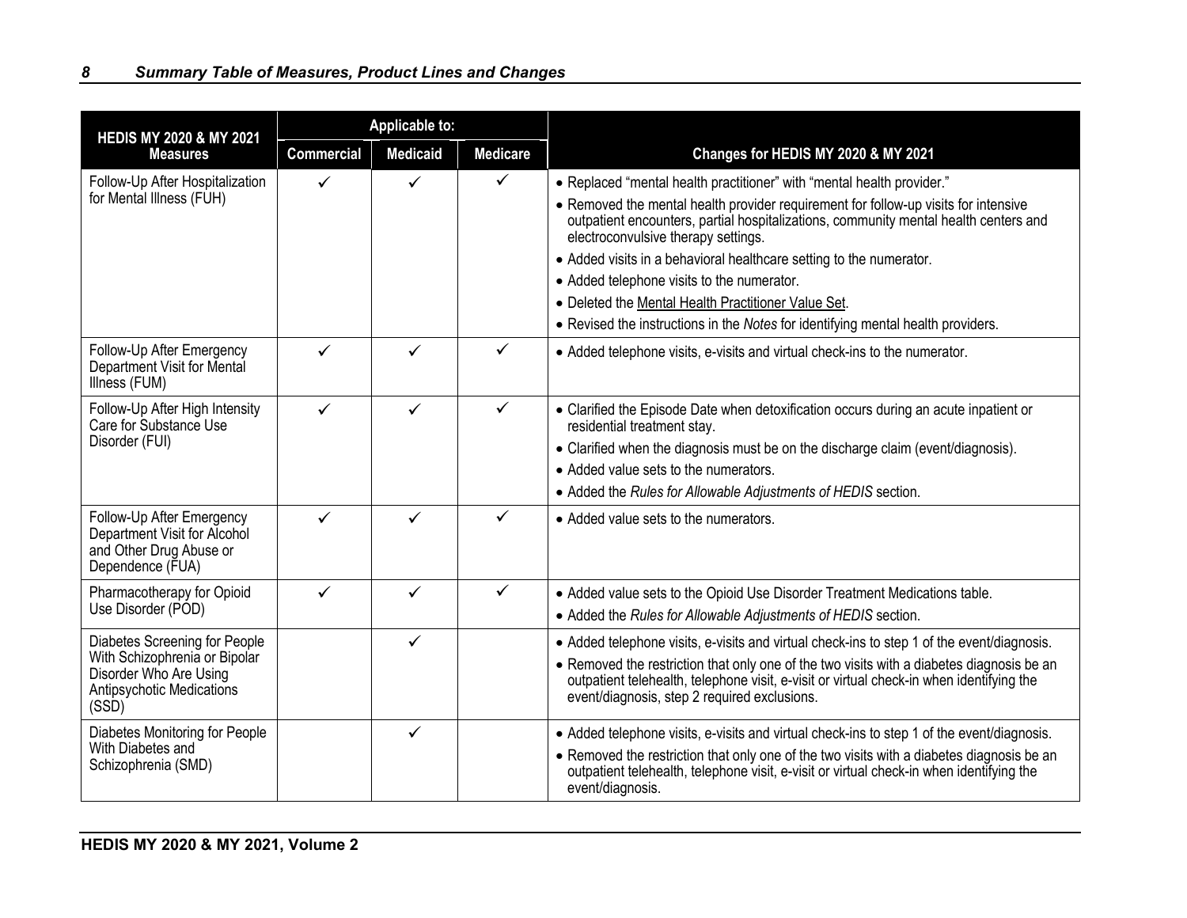| HEDIS MY 2020 & MY 2021 Measures | Applicable to: | | | Changes for HEDIS MY 2020 & MY 2021 |
|---|---|---|---|---|
| | Commercial | Medicaid | Medicare | |
| Follow-Up After Hospitalization for Mental Illness (FUH) | ✓ | ✓ | ✓ | • Replaced "mental health practitioner" with "mental health provider."<br>• Removed the mental health provider requirement for follow-up visits for intensive outpatient encounters, partial hospitalizations, community mental health centers and electroconvulsive therapy settings.<br>• Added visits in a behavioral healthcare setting to the numerator.<br>• Added telephone visits to the numerator.<br>• Deleted the Mental Health Practitioner Value Set.<br>• Revised the instructions in the *Notes* for identifying mental health providers. |
| Follow-Up After Emergency Department Visit for Mental Illness (FUM) | ✓ | ✓ | ✓ | • Added telephone visits, e-visits and virtual check-ins to the numerator. |
| Follow-Up After High Intensity Care for Substance Use Disorder (FUI) | ✓ | ✓ | ✓ | • Clarified the Episode Date when detoxification occurs during an acute inpatient or residential treatment stay.<br>• Clarified when the diagnosis must be on the discharge claim (event/diagnosis).<br>• Added value sets to the numerators.<br>• Added the *Rules for Allowable Adjustments of HEDIS* section. |
| Follow-Up After Emergency Department Visit for Alcohol and Other Drug Abuse or Dependence (FUA) | ✓ | ✓ | ✓ | • Added value sets to the numerators. |
| Pharmacotherapy for Opioid Use Disorder (POD) | ✓ | ✓ | ✓ | • Added value sets to the Opioid Use Disorder Treatment Medications table.<br>• Added the *Rules for Allowable Adjustments of HEDIS* section. |
| Diabetes Screening for People With Schizophrenia or Bipolar Disorder Who Are Using Antipsychotic Medications (SSD) | | ✓ | | • Added telephone visits, e-visits and virtual check-ins to step 1 of the event/diagnosis.<br>• Removed the restriction that only one of the two visits with a diabetes diagnosis be an outpatient telehealth, telephone visit, e-visit or virtual check-in when identifying the event/diagnosis, step 2 required exclusions. |
| Diabetes Monitoring for People With Diabetes and Schizophrenia (SMD) | | ✓ | | • Added telephone visits, e-visits and virtual check-ins to step 1 of the event/diagnosis.<br>• Removed the restriction that only one of the two visits with a diabetes diagnosis be an outpatient telehealth, telephone visit, e-visit or virtual check-in when identifying the event/diagnosis. |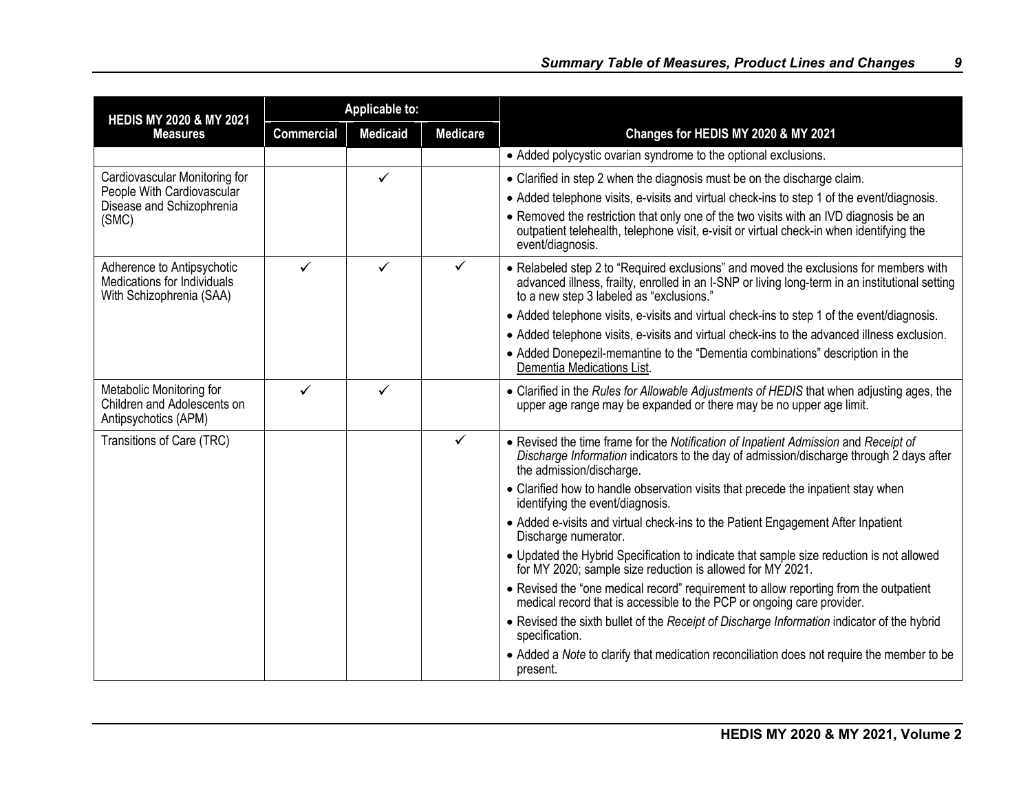| HEDIS MY 2020 & MY 2021 Measures | Applicable to: | | | Changes for HEDIS MY 2020 & MY 2021 |
|---|---|---|---|---|
| | Commercial | Medicaid | Medicare | |
| | | | | • Added polycystic ovarian syndrome to the optional exclusions. |
| Cardiovascular Monitoring for People With Cardiovascular Disease and Schizophrenia (SMC) | | ✓ | | • Clarified in step 2 when the diagnosis must be on the discharge claim.<br>• Added telephone visits, e-visits and virtual check-ins to step 1 of the event/diagnosis.<br>• Removed the restriction that only one of the two visits with an IVD diagnosis be an outpatient telehealth, telephone visit, e-visit or virtual check-in when identifying the event/diagnosis. |
| Adherence to Antipsychotic Medications for Individuals With Schizophrenia (SAA) | ✓ | ✓ | ✓ | • Relabeled step 2 to "Required exclusions" and moved the exclusions for members with advanced illness, frailty, enrolled in an I-SNP or living long-term in an institutional setting to a new step 3 labeled as "exclusions."<br>• Added telephone visits, e-visits and virtual check-ins to step 1 of the event/diagnosis.<br>• Added telephone visits, e-visits and virtual check-ins to the advanced illness exclusion.<br>• Added Donepezil-memantine to the "Dementia combinations" description in the Dementia Medications List. |
| Metabolic Monitoring for Children and Adolescents on Antipsychotics (APM) | ✓ | ✓ | | • Clarified in the *Rules for Allowable Adjustments of HEDIS* that when adjusting ages, the upper age range may be expanded or there may be no upper age limit. |
| Transitions of Care (TRC) | | | ✓ | • Revised the time frame for the *Notification of Inpatient Admission* and *Receipt of Discharge Information* indicators to the day of admission/discharge through 2 days after the admission/discharge.<br>• Clarified how to handle observation visits that precede the inpatient stay when identifying the event/diagnosis.<br>• Added e-visits and virtual check-ins to the Patient Engagement After Inpatient Discharge numerator.<br>• Updated the Hybrid Specification to indicate that sample size reduction is not allowed for MY 2020; sample size reduction is allowed for MY 2021.<br>• Revised the "one medical record" requirement to allow reporting from the outpatient medical record that is accessible to the PCP or ongoing care provider.<br>• Revised the sixth bullet of the *Receipt of Discharge Information* indicator of the hybrid specification.<br>• Added a *Note* to clarify that medication reconciliation does not require the member to be present. |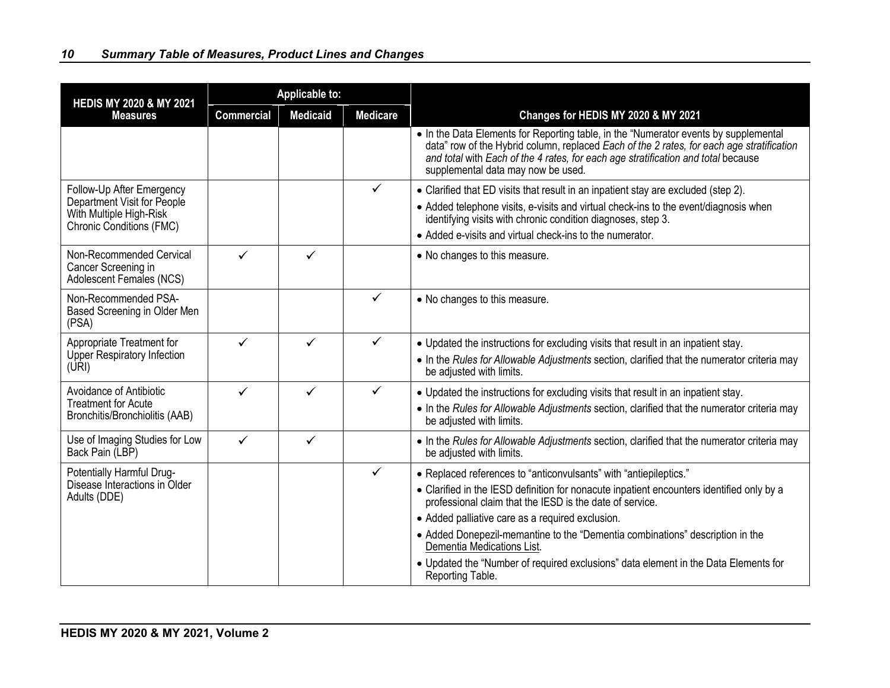| HEDIS MY 2020 & MY 2021 Measures | Applicable to: | | | Changes for HEDIS MY 2020 & MY 2021 |
|---|---|---|---|---|
| | Commercial | Medicaid | Medicare | |
| | | | | • In the Data Elements for Reporting table, in the "Numerator events by supplemental data" row of the Hybrid column, replaced *Each of the 2 rates, for each age stratification and total* with *Each of the 4 rates, for each age stratification and total* because supplemental data may now be used. |
| Follow-Up After Emergency Department Visit for People With Multiple High-Risk Chronic Conditions (FMC) | | | ✓ | • Clarified that ED visits that result in an inpatient stay are excluded (step 2).<br>• Added telephone visits, e-visits and virtual check-ins to the event/diagnosis when identifying visits with chronic condition diagnoses, step 3.<br>• Added e-visits and virtual check-ins to the numerator. |
| Non-Recommended Cervical Cancer Screening in Adolescent Females (NCS) | ✓ | ✓ | | • No changes to this measure. |
| Non-Recommended PSA-Based Screening in Older Men (PSA) | | | ✓ | • No changes to this measure. |
| Appropriate Treatment for Upper Respiratory Infection (URI) | ✓ | ✓ | ✓ | • Updated the instructions for excluding visits that result in an inpatient stay.<br>• In the *Rules for Allowable Adjustments* section, clarified that the numerator criteria may be adjusted with limits. |
| Avoidance of Antibiotic Treatment for Acute Bronchitis/Bronchiolitis (AAB) | ✓ | ✓ | ✓ | • Updated the instructions for excluding visits that result in an inpatient stay.<br>• In the *Rules for Allowable Adjustments* section, clarified that the numerator criteria may be adjusted with limits. |
| Use of Imaging Studies for Low Back Pain (LBP) | ✓ | ✓ | | • In the *Rules for Allowable Adjustments* section, clarified that the numerator criteria may be adjusted with limits. |
| Potentially Harmful Drug-Disease Interactions in Older Adults (DDE) | | | ✓ | • Replaced references to "anticonvulsants" with "antiepileptics."<br>• Clarified in the IESD definition for nonacute inpatient encounters identified only by a professional claim that the IESD is the date of service.<br>• Added palliative care as a required exclusion.<br>• Added Donepezil-memantine to the "Dementia combinations" description in the Dementia Medications List.<br>• Updated the "Number of required exclusions" data element in the Data Elements for Reporting Table. |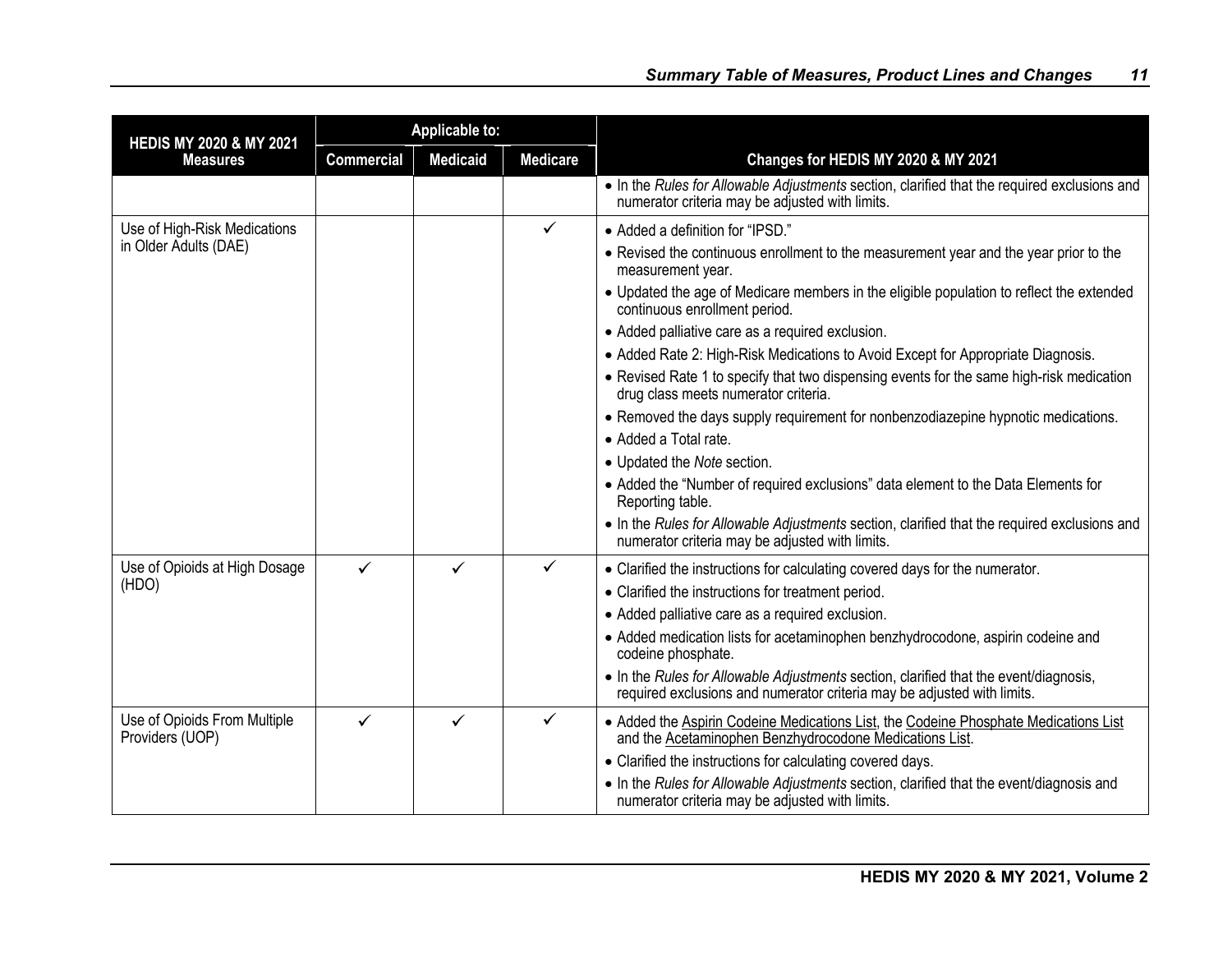| HEDIS MY 2020 & MY 2021 Measures | Applicable to: | | | Changes for HEDIS MY 2020 & MY 2021 |
|---|---|---|---|---|
| | Commercial | Medicaid | Medicare | |
| | | | | • In the *Rules for Allowable Adjustments* section, clarified that the required exclusions and numerator criteria may be adjusted with limits. |
| Use of High-Risk Medications in Older Adults (DAE) | | | ✓ | • Added a definition for "IPSD."<br>• Revised the continuous enrollment to the measurement year and the year prior to the measurement year.<br>• Updated the age of Medicare members in the eligible population to reflect the extended continuous enrollment period.<br>• Added palliative care as a required exclusion.<br>• Added Rate 2: High-Risk Medications to Avoid Except for Appropriate Diagnosis.<br>• Revised Rate 1 to specify that two dispensing events for the same high-risk medication drug class meets numerator criteria.<br>• Removed the days supply requirement for nonbenzodiazepine hypnotic medications.<br>• Added a Total rate.<br>• Updated the *Note* section.<br>• Added the "Number of required exclusions" data element to the Data Elements for Reporting table.<br>• In the *Rules for Allowable Adjustments* section, clarified that the required exclusions and numerator criteria may be adjusted with limits. |
| Use of Opioids at High Dosage (HDO) | ✓ | ✓ | ✓ | • Clarified the instructions for calculating covered days for the numerator.<br>• Clarified the instructions for treatment period.<br>• Added palliative care as a required exclusion.<br>• Added medication lists for acetaminophen benzhydrocodone, aspirin codeine and codeine phosphate.<br>• In the *Rules for Allowable Adjustments* section, clarified that the event/diagnosis, required exclusions and numerator criteria may be adjusted with limits. |
| Use of Opioids From Multiple Providers (UOP) | ✓ | ✓ | ✓ | • Added the Aspirin Codeine Medications List, the Codeine Phosphate Medications List and the Acetaminophen Benzhydrocodone Medications List.<br>• Clarified the instructions for calculating covered days.<br>• In the *Rules for Allowable Adjustments* section, clarified that the event/diagnosis and numerator criteria may be adjusted with limits. |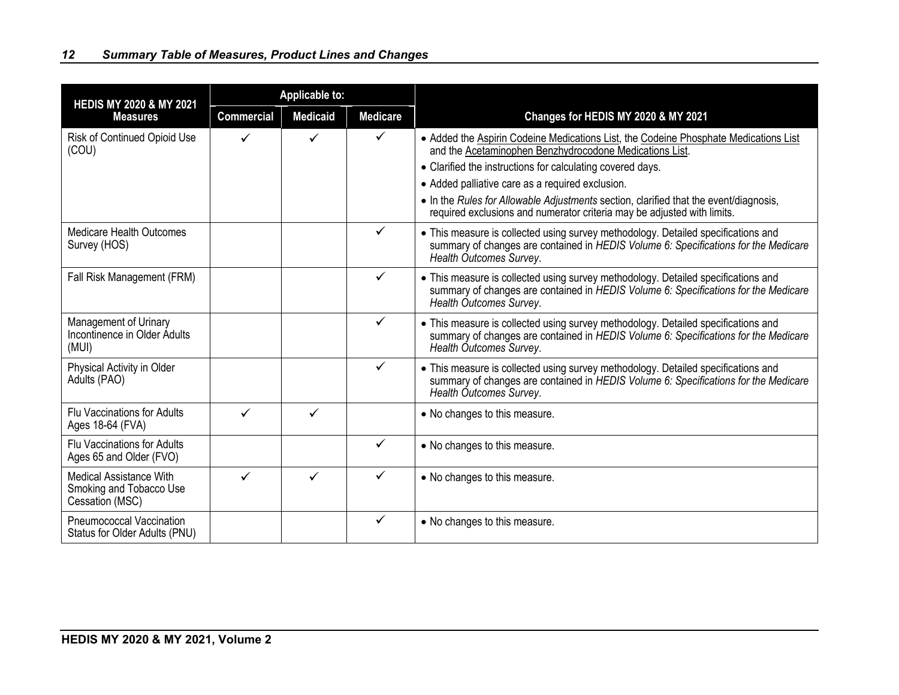| HEDIS MY 2020 & MY 2021 Measures | Applicable to: | | | Changes for HEDIS MY 2020 & MY 2021 |
|---|---|---|---|---|
| | Commercial | Medicaid | Medicare | |
| Risk of Continued Opioid Use (COU) | ✓ | ✓ | ✓ | • Added the Aspirin Codeine Medications List, the Codeine Phosphate Medications List and the Acetaminophen Benzhydrocodone Medications List.<br>• Clarified the instructions for calculating covered days.<br>• Added palliative care as a required exclusion.<br>• In the *Rules for Allowable Adjustments* section, clarified that the event/diagnosis, required exclusions and numerator criteria may be adjusted with limits. |
| Medicare Health Outcomes Survey (HOS) | | | ✓ | • This measure is collected using survey methodology. Detailed specifications and summary of changes are contained in *HEDIS Volume 6: Specifications for the Medicare Health Outcomes Survey*. |
| Fall Risk Management (FRM) | | | ✓ | • This measure is collected using survey methodology. Detailed specifications and summary of changes are contained in *HEDIS Volume 6: Specifications for the Medicare Health Outcomes Survey*. |
| Management of Urinary Incontinence in Older Adults (MUI) | | | ✓ | • This measure is collected using survey methodology. Detailed specifications and summary of changes are contained in *HEDIS Volume 6: Specifications for the Medicare Health Outcomes Survey*. |
| Physical Activity in Older Adults (PAO) | | | ✓ | • This measure is collected using survey methodology. Detailed specifications and summary of changes are contained in *HEDIS Volume 6: Specifications for the Medicare Health Outcomes Survey*. |
| Flu Vaccinations for Adults Ages 18-64 (FVA) | ✓ | ✓ | | • No changes to this measure. |
| Flu Vaccinations for Adults Ages 65 and Older (FVO) | | | ✓ | • No changes to this measure. |
| Medical Assistance With Smoking and Tobacco Use Cessation (MSC) | ✓ | ✓ | ✓ | • No changes to this measure. |
| Pneumococcal Vaccination Status for Older Adults (PNU) | | | ✓ | • No changes to this measure. |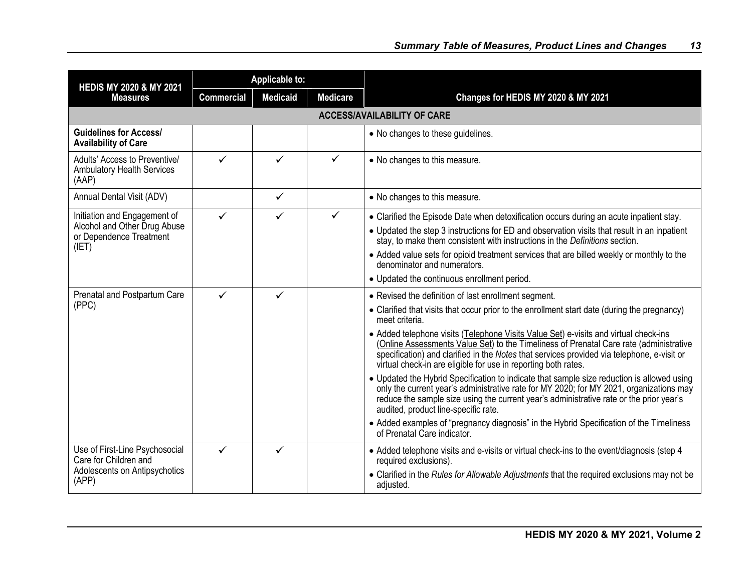| HEDIS MY 2020 & MY 2021 Measures | Applicable to: | | | Changes for HEDIS MY 2020 & MY 2021 |
|---|---|---|---|---|
| | Commercial | Medicaid | Medicare | |
| **ACCESS/AVAILABILITY OF CARE** | | | | |
| **Guidelines for Access/ Availability of Care** | | | | • No changes to these guidelines. |
| Adults' Access to Preventive/ Ambulatory Health Services (AAP) | ✓ | ✓ | ✓ | • No changes to this measure. |
| Annual Dental Visit (ADV) | | ✓ | | • No changes to this measure. |
| Initiation and Engagement of Alcohol and Other Drug Abuse or Dependence Treatment (IET) | ✓ | ✓ | ✓ | • Clarified the Episode Date when detoxification occurs during an acute inpatient stay.<br>• Updated the step 3 instructions for ED and observation visits that result in an inpatient stay, to make them consistent with instructions in the *Definitions* section.<br>• Added value sets for opioid treatment services that are billed weekly or monthly to the denominator and numerators.<br>• Updated the continuous enrollment period. |
| Prenatal and Postpartum Care (PPC) | ✓ | ✓ | | • Revised the definition of last enrollment segment.<br>• Clarified that visits that occur prior to the enrollment start date (during the pregnancy) meet criteria.<br>• Added telephone visits (Telephone Visits Value Set) e-visits and virtual check-ins (Online Assessments Value Set) to the Timeliness of Prenatal Care rate (administrative specification) and clarified in the *Notes* that services provided via telephone, e-visit or virtual check-in are eligible for use in reporting both rates.<br>• Updated the Hybrid Specification to indicate that sample size reduction is allowed using only the current year's administrative rate for MY 2020; for MY 2021, organizations may reduce the sample size using the current year's administrative rate or the prior year's audited, product line-specific rate.<br>• Added examples of "pregnancy diagnosis" in the Hybrid Specification of the Timeliness of Prenatal Care indicator. |
| Use of First-Line Psychosocial Care for Children and Adolescents on Antipsychotics (APP) | ✓ | ✓ | | • Added telephone visits and e-visits or virtual check-ins to the event/diagnosis (step 4 required exclusions).<br>• Clarified in the *Rules for Allowable Adjustments* that the required exclusions may not be adjusted. |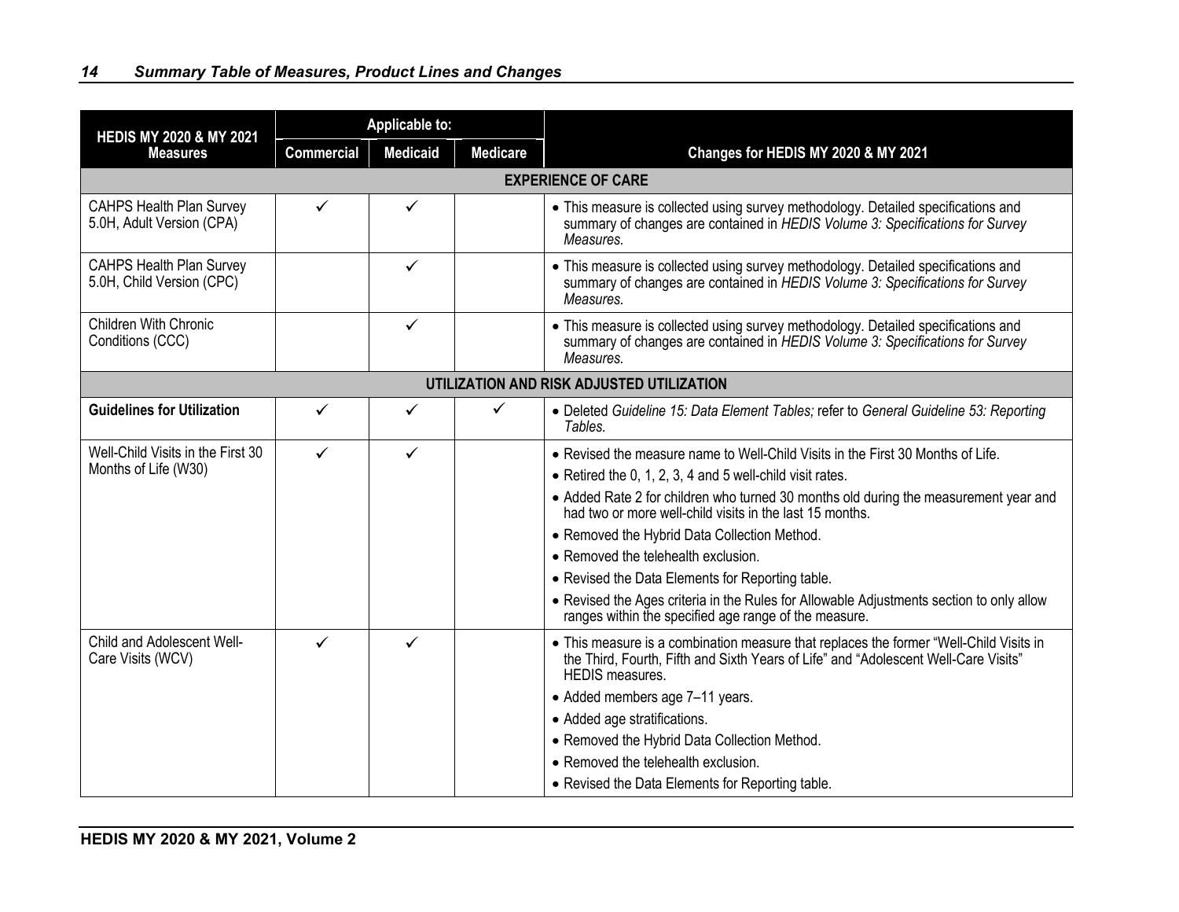| HEDIS MY 2020 & MY 2021 Measures | Applicable to: | | | Changes for HEDIS MY 2020 & MY 2021 |
|---|---|---|---|---|
| | Commercial | Medicaid | Medicare | |
| **EXPERIENCE OF CARE** | | | | |
| CAHPS Health Plan Survey 5.0H, Adult Version (CPA) | ✓ | ✓ | | • This measure is collected using survey methodology. Detailed specifications and summary of changes are contained in *HEDIS Volume 3: Specifications for Survey Measures.* |
| CAHPS Health Plan Survey 5.0H, Child Version (CPC) | | ✓ | | • This measure is collected using survey methodology. Detailed specifications and summary of changes are contained in *HEDIS Volume 3: Specifications for Survey Measures.* |
| Children With Chronic Conditions (CCC) | | ✓ | | • This measure is collected using survey methodology. Detailed specifications and summary of changes are contained in *HEDIS Volume 3: Specifications for Survey Measures.* |
| **UTILIZATION AND RISK ADJUSTED UTILIZATION** | | | | |
| **Guidelines for Utilization** | ✓ | ✓ | ✓ | • Deleted *Guideline 15: Data Element Tables;* refer to *General Guideline 53: Reporting Tables.* |
| Well-Child Visits in the First 30 Months of Life (W30) | ✓ | ✓ | | • Revised the measure name to Well-Child Visits in the First 30 Months of Life.<br>• Retired the 0, 1, 2, 3, 4 and 5 well-child visit rates.<br>• Added Rate 2 for children who turned 30 months old during the measurement year and had two or more well-child visits in the last 15 months.<br>• Removed the Hybrid Data Collection Method.<br>• Removed the telehealth exclusion.<br>• Revised the Data Elements for Reporting table.<br>• Revised the Ages criteria in the Rules for Allowable Adjustments section to only allow ranges within the specified age range of the measure. |
| Child and Adolescent Well-Care Visits (WCV) | ✓ | ✓ | | • This measure is a combination measure that replaces the former "Well-Child Visits in the Third, Fourth, Fifth and Sixth Years of Life" and "Adolescent Well-Care Visits" HEDIS measures.<br>• Added members age 7–11 years.<br>• Added age stratifications.<br>• Removed the Hybrid Data Collection Method.<br>• Removed the telehealth exclusion.<br>• Revised the Data Elements for Reporting table. |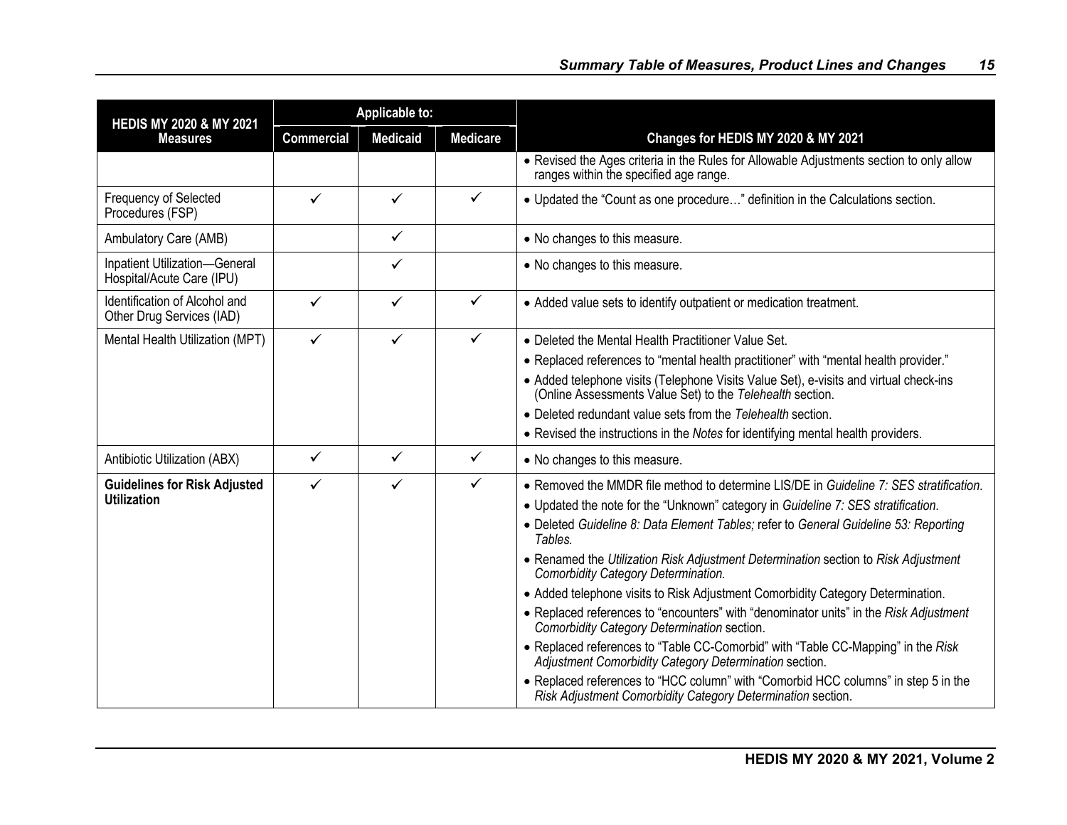| HEDIS MY 2020 & MY 2021 Measures | Applicable to: | | | Changes for HEDIS MY 2020 & MY 2021 |
|---|---|---|---|---|
| | Commercial | Medicaid | Medicare | |
| | | | | • Revised the Ages criteria in the Rules for Allowable Adjustments section to only allow ranges within the specified age range. |
| Frequency of Selected Procedures (FSP) | ✓ | ✓ | ✓ | • Updated the "Count as one procedure…" definition in the Calculations section. |
| Ambulatory Care (AMB) | | ✓ | | • No changes to this measure. |
| Inpatient Utilization—General Hospital/Acute Care (IPU) | | ✓ | | • No changes to this measure. |
| Identification of Alcohol and Other Drug Services (IAD) | ✓ | ✓ | ✓ | • Added value sets to identify outpatient or medication treatment. |
| Mental Health Utilization (MPT) | ✓ | ✓ | ✓ | • Deleted the Mental Health Practitioner Value Set.<br>• Replaced references to "mental health practitioner" with "mental health provider."<br>• Added telephone visits (Telephone Visits Value Set), e-visits and virtual check-ins (Online Assessments Value Set) to the *Telehealth* section.<br>• Deleted redundant value sets from the *Telehealth* section.<br>• Revised the instructions in the *Notes* for identifying mental health providers. |
| Antibiotic Utilization (ABX) | ✓ | ✓ | ✓ | • No changes to this measure. |
| **Guidelines for Risk Adjusted Utilization** | ✓ | ✓ | ✓ | • Removed the MMDR file method to determine LIS/DE in *Guideline 7: SES stratification*.<br>• Updated the note for the "Unknown" category in *Guideline 7: SES stratification*.<br>• Deleted *Guideline 8: Data Element Tables;* refer to *General Guideline 53: Reporting Tables*.<br>• Renamed the *Utilization Risk Adjustment Determination* section to *Risk Adjustment Comorbidity Category Determination*.<br>• Added telephone visits to Risk Adjustment Comorbidity Category Determination.<br>• Replaced references to "encounters" with "denominator units" in the *Risk Adjustment Comorbidity Category Determination* section.<br>• Replaced references to "Table CC-Comorbid" with "Table CC-Mapping" in the *Risk Adjustment Comorbidity Category Determination* section.<br>• Replaced references to "HCC column" with "Comorbid HCC columns" in step 5 in the *Risk Adjustment Comorbidity Category Determination* section. |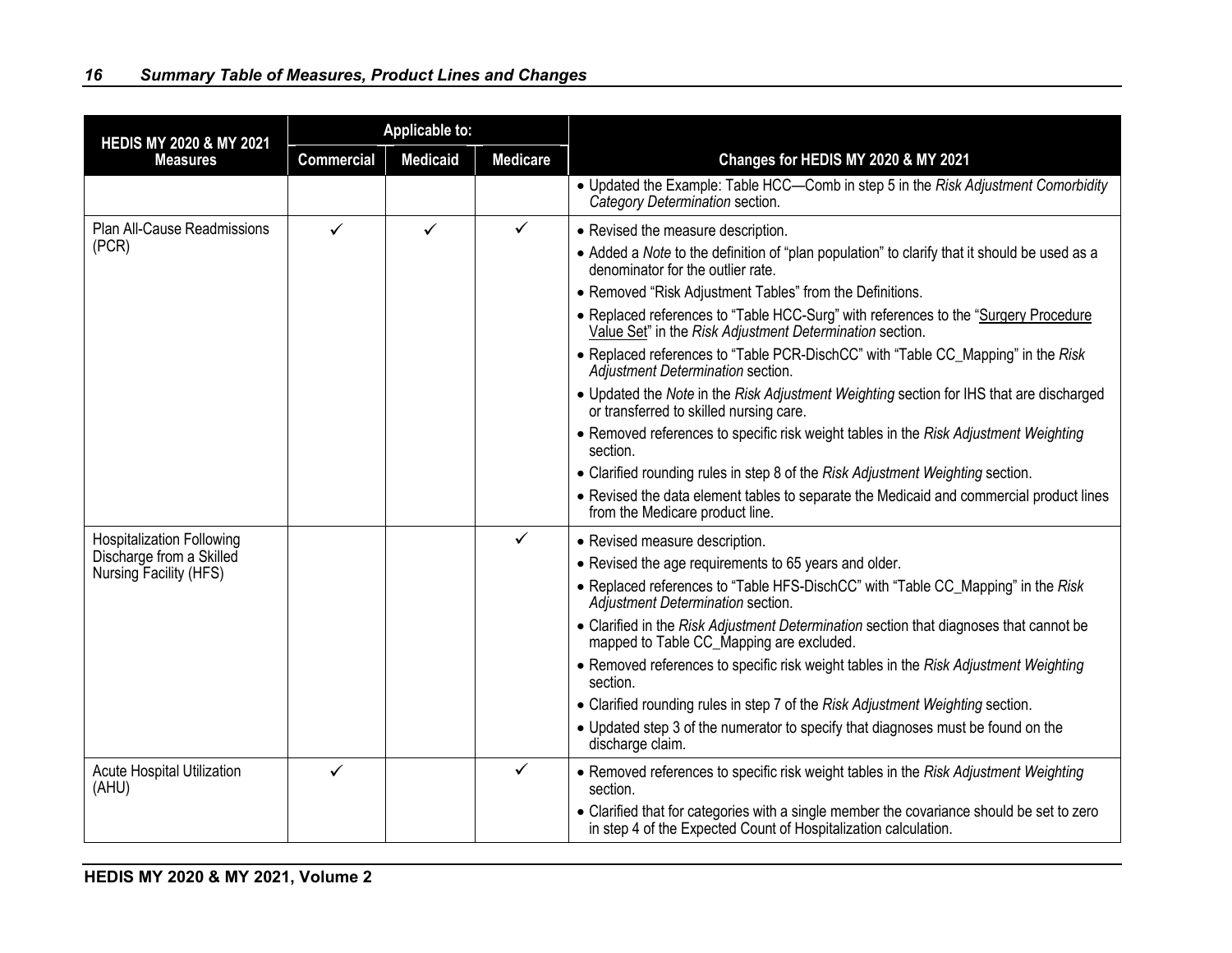| HEDIS MY 2020 & MY 2021 Measures | Applicable to: | | | Changes for HEDIS MY 2020 & MY 2021 |
|---|---|---|---|---|
| | Commercial | Medicaid | Medicare | |
| | | | | • Updated the Example: Table HCC—Comb in step 5 in the *Risk Adjustment Comorbidity Category Determination* section. |
| Plan All-Cause Readmissions (PCR) | ✓ | ✓ | ✓ | • Revised the measure description.<br>• Added a *Note* to the definition of "plan population" to clarify that it should be used as a denominator for the outlier rate.<br>• Removed "Risk Adjustment Tables" from the Definitions.<br>• Replaced references to "Table HCC-Surg" with references to the "Surgery Procedure Value Set" in the *Risk Adjustment Determination* section.<br>• Replaced references to "Table PCR-DischCC" with "Table CC_Mapping" in the *Risk Adjustment Determination* section.<br>• Updated the *Note* in the *Risk Adjustment Weighting* section for IHS that are discharged or transferred to skilled nursing care.<br>• Removed references to specific risk weight tables in the *Risk Adjustment Weighting* section.<br>• Clarified rounding rules in step 8 of the *Risk Adjustment Weighting* section.<br>• Revised the data element tables to separate the Medicaid and commercial product lines from the Medicare product line. |
| Hospitalization Following Discharge from a Skilled Nursing Facility (HFS) | | | ✓ | • Revised measure description.<br>• Revised the age requirements to 65 years and older.<br>• Replaced references to "Table HFS-DischCC" with "Table CC_Mapping" in the *Risk Adjustment Determination* section.<br>• Clarified in the *Risk Adjustment Determination* section that diagnoses that cannot be mapped to Table CC_Mapping are excluded.<br>• Removed references to specific risk weight tables in the *Risk Adjustment Weighting* section.<br>• Clarified rounding rules in step 7 of the *Risk Adjustment Weighting* section.<br>• Updated step 3 of the numerator to specify that diagnoses must be found on the discharge claim. |
| Acute Hospital Utilization (AHU) | ✓ | | ✓ | • Removed references to specific risk weight tables in the *Risk Adjustment Weighting* section.<br>• Clarified that for categories with a single member the covariance should be set to zero in step 4 of the Expected Count of Hospitalization calculation. |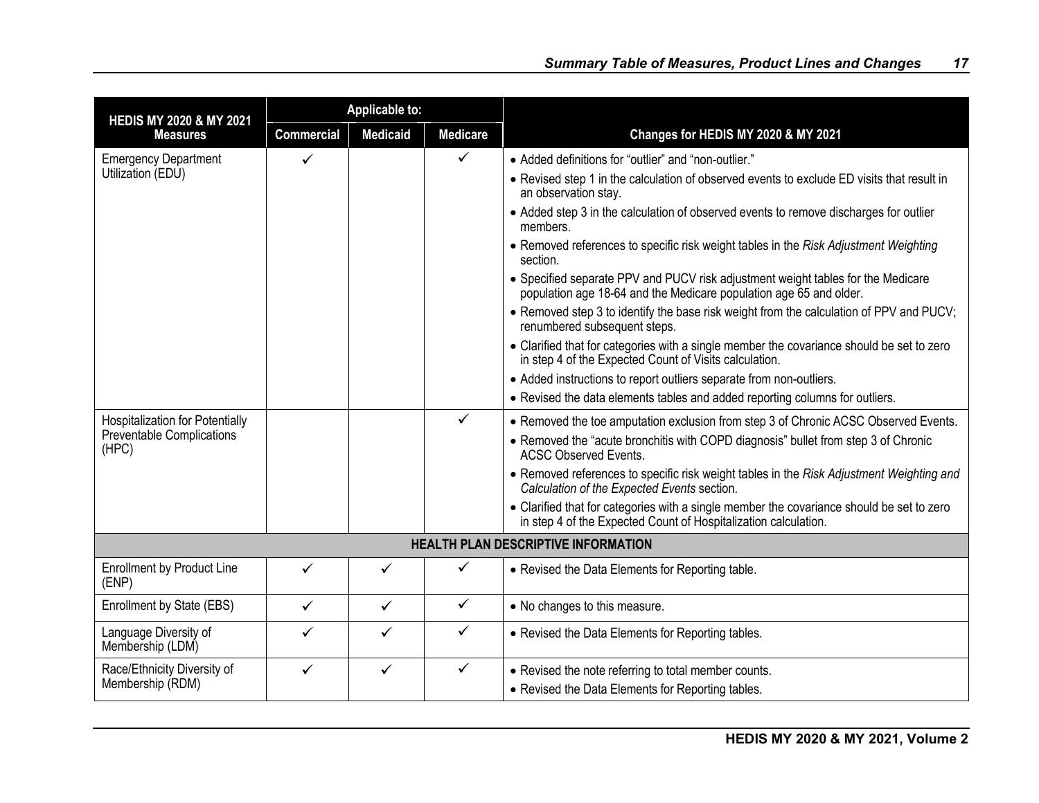| HEDIS MY 2020 & MY 2021 Measures | Applicable to: | | | Changes for HEDIS MY 2020 & MY 2021 |
|---|---|---|---|---|
| | Commercial | Medicaid | Medicare | |
| Emergency Department Utilization (EDU) | ✓ | | ✓ | • Added definitions for "outlier" and "non-outlier."<br>• Revised step 1 in the calculation of observed events to exclude ED visits that result in an observation stay.<br>• Added step 3 in the calculation of observed events to remove discharges for outlier members.<br>• Removed references to specific risk weight tables in the *Risk Adjustment Weighting* section.<br>• Specified separate PPV and PUCV risk adjustment weight tables for the Medicare population age 18-64 and the Medicare population age 65 and older.<br>• Removed step 3 to identify the base risk weight from the calculation of PPV and PUCV; renumbered subsequent steps.<br>• Clarified that for categories with a single member the covariance should be set to zero in step 4 of the Expected Count of Visits calculation.<br>• Added instructions to report outliers separate from non-outliers.<br>• Revised the data elements tables and added reporting columns for outliers. |
| Hospitalization for Potentially Preventable Complications (HPC) | | | ✓ | • Removed the toe amputation exclusion from step 3 of Chronic ACSC Observed Events.<br>• Removed the "acute bronchitis with COPD diagnosis" bullet from step 3 of Chronic ACSC Observed Events.<br>• Removed references to specific risk weight tables in the *Risk Adjustment Weighting and Calculation of the Expected Events* section.<br>• Clarified that for categories with a single member the covariance should be set to zero in step 4 of the Expected Count of Hospitalization calculation. |
| **HEALTH PLAN DESCRIPTIVE INFORMATION** | | | | |
| Enrollment by Product Line (ENP) | ✓ | ✓ | ✓ | • Revised the Data Elements for Reporting table. |
| Enrollment by State (EBS) | ✓ | ✓ | ✓ | • No changes to this measure. |
| Language Diversity of Membership (LDM) | ✓ | ✓ | ✓ | • Revised the Data Elements for Reporting tables. |
| Race/Ethnicity Diversity of Membership (RDM) | ✓ | ✓ | ✓ | • Revised the note referring to total member counts.<br>• Revised the Data Elements for Reporting tables. |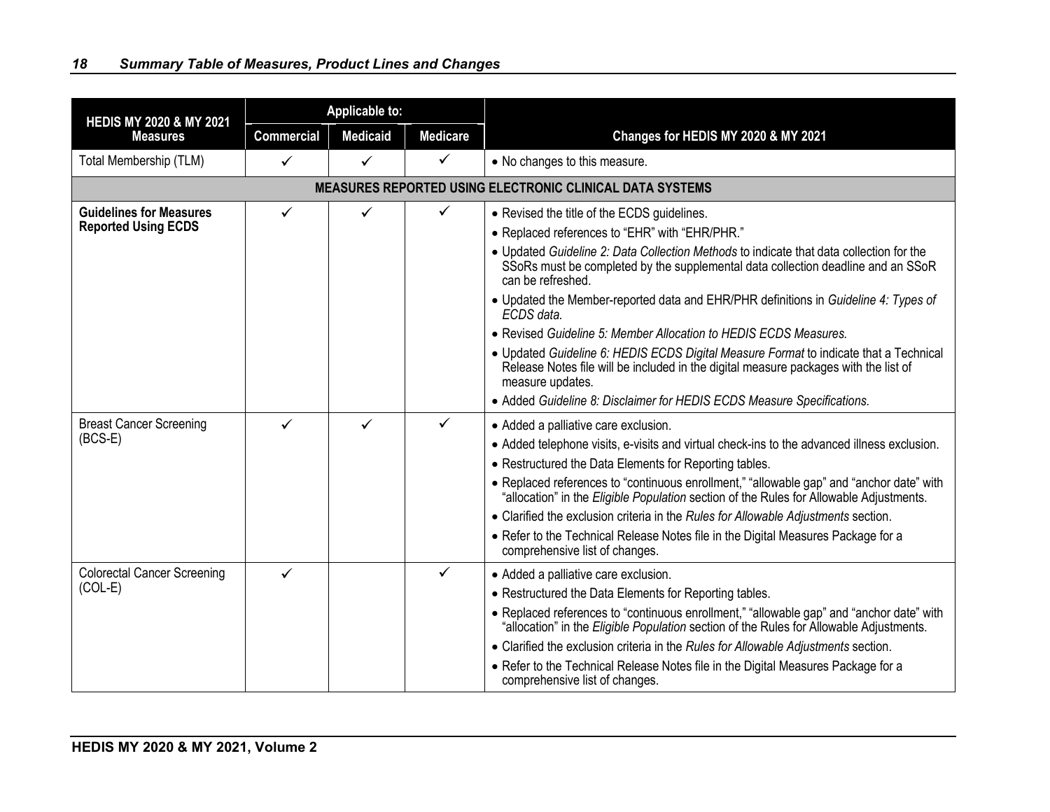| HEDIS MY 2020 & MY 2021 Measures | Applicable to: | | | Changes for HEDIS MY 2020 & MY 2021 |
|---|---|---|---|---|
| | Commercial | Medicaid | Medicare | |
| Total Membership (TLM) | ✓ | ✓ | ✓ | • No changes to this measure. |
| **MEASURES REPORTED USING ELECTRONIC CLINICAL DATA SYSTEMS** | | | | |
| **Guidelines for Measures Reported Using ECDS** | ✓ | ✓ | ✓ | • Revised the title of the ECDS guidelines.<br>• Replaced references to "EHR" with "EHR/PHR."<br>• Updated *Guideline 2: Data Collection Methods* to indicate that data collection for the SSoRs must be completed by the supplemental data collection deadline and an SSoR can be refreshed.<br>• Updated the Member-reported data and EHR/PHR definitions in *Guideline 4: Types of ECDS data.*<br>• Revised *Guideline 5: Member Allocation to HEDIS ECDS Measures.*<br>• Updated *Guideline 6: HEDIS ECDS Digital Measure Format* to indicate that a Technical Release Notes file will be included in the digital measure packages with the list of measure updates.<br>• Added *Guideline 8: Disclaimer for HEDIS ECDS Measure Specifications.* |
| Breast Cancer Screening (BCS-E) | ✓ | ✓ | ✓ | • Added a palliative care exclusion.<br>• Added telephone visits, e-visits and virtual check-ins to the advanced illness exclusion.<br>• Restructured the Data Elements for Reporting tables.<br>• Replaced references to "continuous enrollment," "allowable gap" and "anchor date" with "allocation" in the *Eligible Population* section of the Rules for Allowable Adjustments.<br>• Clarified the exclusion criteria in the *Rules for Allowable Adjustments* section.<br>• Refer to the Technical Release Notes file in the Digital Measures Package for a comprehensive list of changes. |
| Colorectal Cancer Screening (COL-E) | ✓ | | ✓ | • Added a palliative care exclusion.<br>• Restructured the Data Elements for Reporting tables.<br>• Replaced references to "continuous enrollment," "allowable gap" and "anchor date" with "allocation" in the *Eligible Population* section of the Rules for Allowable Adjustments.<br>• Clarified the exclusion criteria in the *Rules for Allowable Adjustments* section.<br>• Refer to the Technical Release Notes file in the Digital Measures Package for a comprehensive list of changes. |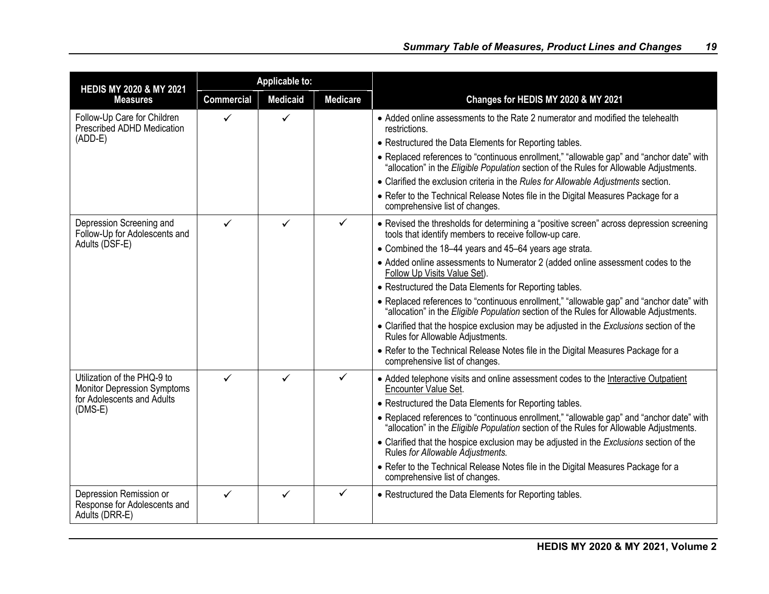| HEDIS MY 2020 & MY 2021 Measures | Applicable to: | | | Changes for HEDIS MY 2020 & MY 2021 |
|---|---|---|---|---|
| | Commercial | Medicaid | Medicare | |
| Follow-Up Care for Children Prescribed ADHD Medication (ADD-E) | ✓ | ✓ | | • Added online assessments to the Rate 2 numerator and modified the telehealth restrictions.<br>• Restructured the Data Elements for Reporting tables.<br>• Replaced references to "continuous enrollment," "allowable gap" and "anchor date" with "allocation" in the *Eligible Population* section of the Rules for Allowable Adjustments.<br>• Clarified the exclusion criteria in the *Rules for Allowable Adjustments* section.<br>• Refer to the Technical Release Notes file in the Digital Measures Package for a comprehensive list of changes. |
| Depression Screening and Follow-Up for Adolescents and Adults (DSF-E) | ✓ | ✓ | ✓ | • Revised the thresholds for determining a "positive screen" across depression screening tools that identify members to receive follow-up care.<br>• Combined the 18–44 years and 45–64 years age strata.<br>• Added online assessments to Numerator 2 (added online assessment codes to the Follow Up Visits Value Set).<br>• Restructured the Data Elements for Reporting tables.<br>• Replaced references to "continuous enrollment," "allowable gap" and "anchor date" with "allocation" in the *Eligible Population* section of the Rules for Allowable Adjustments.<br>• Clarified that the hospice exclusion may be adjusted in the *Exclusions* section of the Rules for Allowable Adjustments.<br>• Refer to the Technical Release Notes file in the Digital Measures Package for a comprehensive list of changes. |
| Utilization of the PHQ-9 to Monitor Depression Symptoms for Adolescents and Adults (DMS-E) | ✓ | ✓ | ✓ | • Added telephone visits and online assessment codes to the Interactive Outpatient Encounter Value Set.<br>• Restructured the Data Elements for Reporting tables.<br>• Replaced references to "continuous enrollment," "allowable gap" and "anchor date" with "allocation" in the *Eligible Population* section of the Rules for Allowable Adjustments.<br>• Clarified that the hospice exclusion may be adjusted in the *Exclusions* section of the Rules *for Allowable Adjustments*.<br>• Refer to the Technical Release Notes file in the Digital Measures Package for a comprehensive list of changes. |
| Depression Remission or Response for Adolescents and Adults (DRR-E) | ✓ | ✓ | ✓ | • Restructured the Data Elements for Reporting tables. |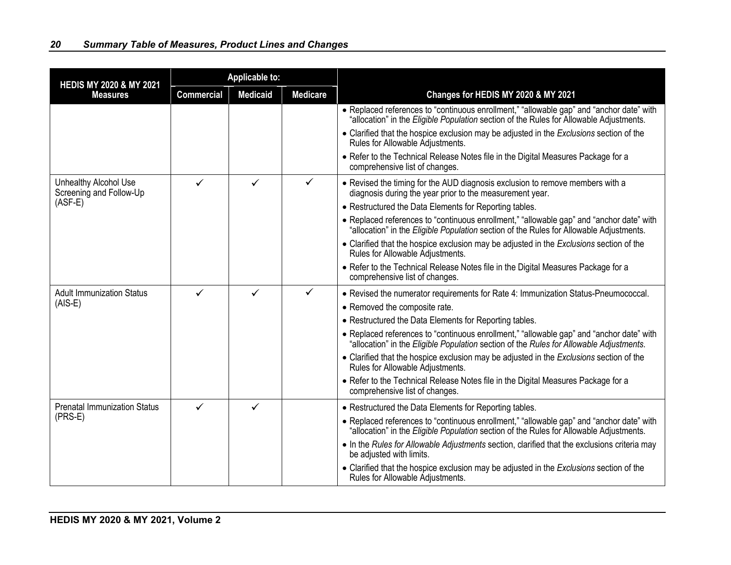| HEDIS MY 2020 & MY 2021 Measures | Applicable to: | | | Changes for HEDIS MY 2020 & MY 2021 |
|---|---|---|---|---|
| | Commercial | Medicaid | Medicare | |
| | | | | • Replaced references to "continuous enrollment," "allowable gap" and "anchor date" with "allocation" in the *Eligible Population* section of the Rules for Allowable Adjustments.<br>• Clarified that the hospice exclusion may be adjusted in the *Exclusions* section of the Rules for Allowable Adjustments.<br>• Refer to the Technical Release Notes file in the Digital Measures Package for a comprehensive list of changes. |
| Unhealthy Alcohol Use Screening and Follow-Up (ASF-E) | ✓ | ✓ | ✓ | • Revised the timing for the AUD diagnosis exclusion to remove members with a diagnosis during the year prior to the measurement year.<br>• Restructured the Data Elements for Reporting tables.<br>• Replaced references to "continuous enrollment," "allowable gap" and "anchor date" with "allocation" in the *Eligible Population* section of the Rules for Allowable Adjustments.<br>• Clarified that the hospice exclusion may be adjusted in the *Exclusions* section of the Rules for Allowable Adjustments.<br>• Refer to the Technical Release Notes file in the Digital Measures Package for a comprehensive list of changes. |
| Adult Immunization Status (AIS-E) | ✓ | ✓ | ✓ | • Revised the numerator requirements for Rate 4: Immunization Status-Pneumococcal.<br>• Removed the composite rate.<br>• Restructured the Data Elements for Reporting tables.<br>• Replaced references to "continuous enrollment," "allowable gap" and "anchor date" with "allocation" in the *Eligible Population* section of the *Rules for Allowable Adjustments*.<br>• Clarified that the hospice exclusion may be adjusted in the *Exclusions* section of the Rules for Allowable Adjustments.<br>• Refer to the Technical Release Notes file in the Digital Measures Package for a comprehensive list of changes. |
| Prenatal Immunization Status (PRS-E) | ✓ | ✓ | | • Restructured the Data Elements for Reporting tables.<br>• Replaced references to "continuous enrollment," "allowable gap" and "anchor date" with "allocation" in the *Eligible Population* section of the Rules for Allowable Adjustments.<br>• In the *Rules for Allowable Adjustments* section, clarified that the exclusions criteria may be adjusted with limits.<br>• Clarified that the hospice exclusion may be adjusted in the *Exclusions* section of the Rules for Allowable Adjustments. |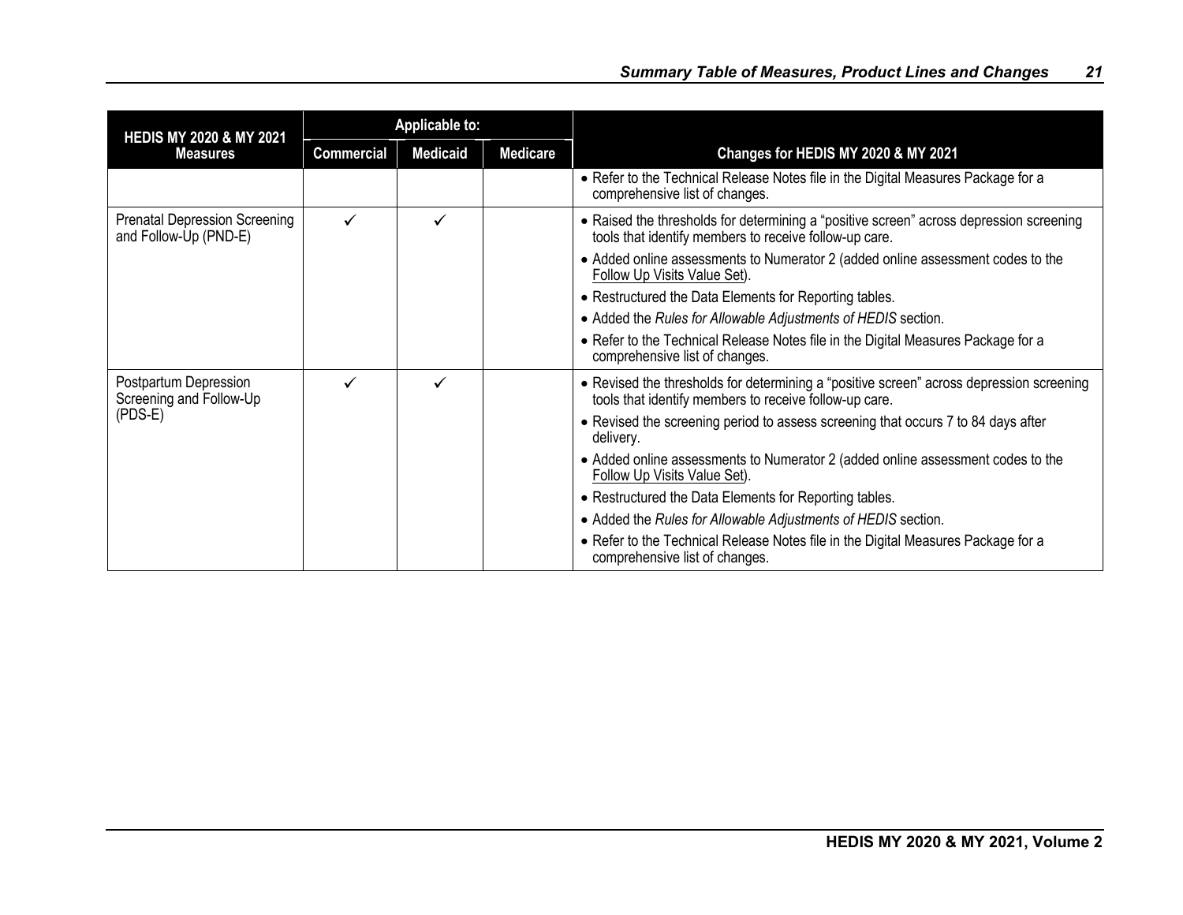| HEDIS MY 2020 & MY 2021 Measures | Applicable to: | | | Changes for HEDIS MY 2020 & MY 2021 |
|---|---|---|---|---|
| | Commercial | Medicaid | Medicare | |
| | | | | • Refer to the Technical Release Notes file in the Digital Measures Package for a comprehensive list of changes. |
| Prenatal Depression Screening and Follow-Up (PND-E) | ✓ | ✓ | | • Raised the thresholds for determining a “positive screen” across depression screening tools that identify members to receive follow-up care.<br>• Added online assessments to Numerator 2 (added online assessment codes to the Follow Up Visits Value Set).<br>• Restructured the Data Elements for Reporting tables.<br>• Added the *Rules for Allowable Adjustments of HEDIS* section.<br>• Refer to the Technical Release Notes file in the Digital Measures Package for a comprehensive list of changes. |
| Postpartum Depression Screening and Follow-Up (PDS-E) | ✓ | ✓ | | • Revised the thresholds for determining a “positive screen” across depression screening tools that identify members to receive follow-up care.<br>• Revised the screening period to assess screening that occurs 7 to 84 days after delivery.<br>• Added online assessments to Numerator 2 (added online assessment codes to the Follow Up Visits Value Set).<br>• Restructured the Data Elements for Reporting tables.<br>• Added the *Rules for Allowable Adjustments of HEDIS* section.<br>• Refer to the Technical Release Notes file in the Digital Measures Package for a comprehensive list of changes. |